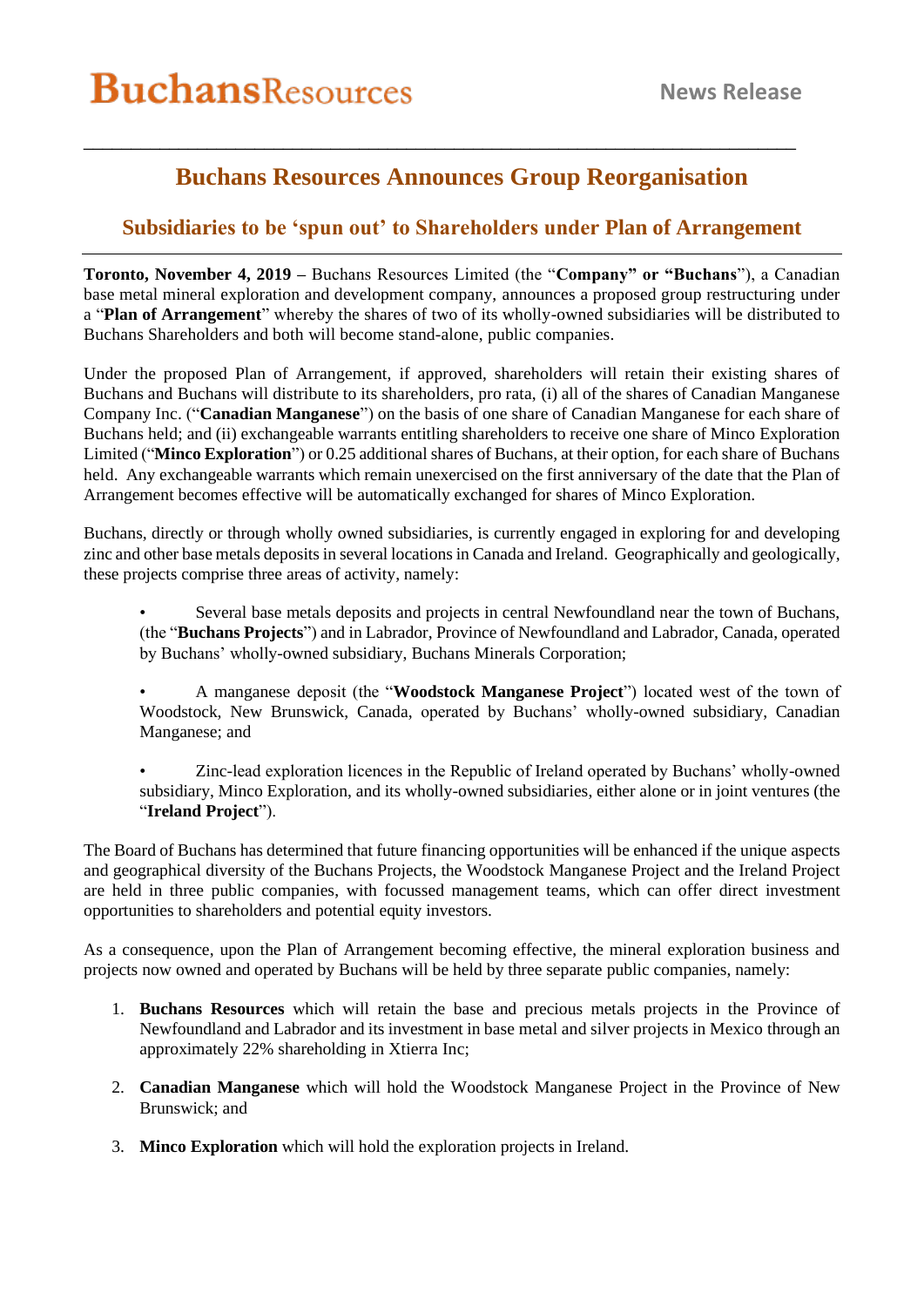**BuchansResources** News Release

# Buchans Resources Announces Group Reorganisation

## Subsidiaries to be 'spun out' to Shareholders under Plan of Arrangement

**Toronto, November 4, 2019 –** Buchans Resources Limited (the "**Company" or "Buchans**"), a Canadian base metal mineral exploration and development company, announces a proposed group restructuring under a "**Plan of Arrangement**" whereby the shares of two of its wholly-owned subsidiaries will be distributed to Buchans Shareholders and both will become stand-alone, public companies.

Under the proposed Plan of Arrangement, if approved, shareholders will retain their existing shares of Buchans and Buchans will distribute to its shareholders, pro rata, (i) all of the shares of Canadian Manganese Company Inc. ("**Canadian Manganese**") on the basis of one share of Canadian Manganese for each share of Buchans held; and (ii) exchangeable warrants entitling shareholders to receive one share of Minco Exploration Limited ("**Minco Exploration**") or 0.25 additional shares of Buchans, at their option, for each share of Buchans held. Any exchangeable warrants which remain unexercised on the first anniversary of the date that the Plan of Arrangement becomes effective will be automatically exchanged for shares of Minco Exploration.

Buchans, directly or through wholly owned subsidiaries, is currently engaged in exploring for and developing zinc and other base metals deposits in several locations in Canada and Ireland. Geographically and geologically, these projects comprise three areas of activity, namely:

- Several base metals deposits and projects in central Newfoundland near the town of Buchans, (the "**Buchans Projects**") and in Labrador, Province of Newfoundland and Labrador, Canada, operated by Buchans' wholly-owned subsidiary, Buchans Minerals Corporation;
- A manganese deposit (the "**Woodstock Manganese Project**") located west of the town of Woodstock, New Brunswick, Canada, operated by Buchans' wholly-owned subsidiary, Canadian Manganese; and
- Zinc-lead exploration licences in the Republic of Ireland operated by Buchans' wholly-owned subsidiary, Minco Exploration, and its wholly-owned subsidiaries, either alone or in joint ventures (the "**Ireland Project**").

The Board of Buchans has determined that future financing opportunities will be enhanced if the unique aspects and geographical diversity of the Buchans Projects, the Woodstock Manganese Project and the Ireland Project are held in three public companies, with focussed management teams, which can offer direct investment opportunities to shareholders and potential equity investors.

As a consequence, upon the Plan of Arrangement becoming effective, the mineral exploration business and projects now owned and operated by Buchans will be held by three separate public companies, namely:

1. **Buchans Resources** which will retain the base and precious metals projects in the Province of Newfoundland and Labrador and its investment in base metal and silver projects in Mexico through an approximately 22% shareholding in Xtierra Inc;
2. **Canadian Manganese** which will hold the Woodstock Manganese Project in the Province of New Brunswick; and
3. **Minco Exploration** which will hold the exploration projects in Ireland.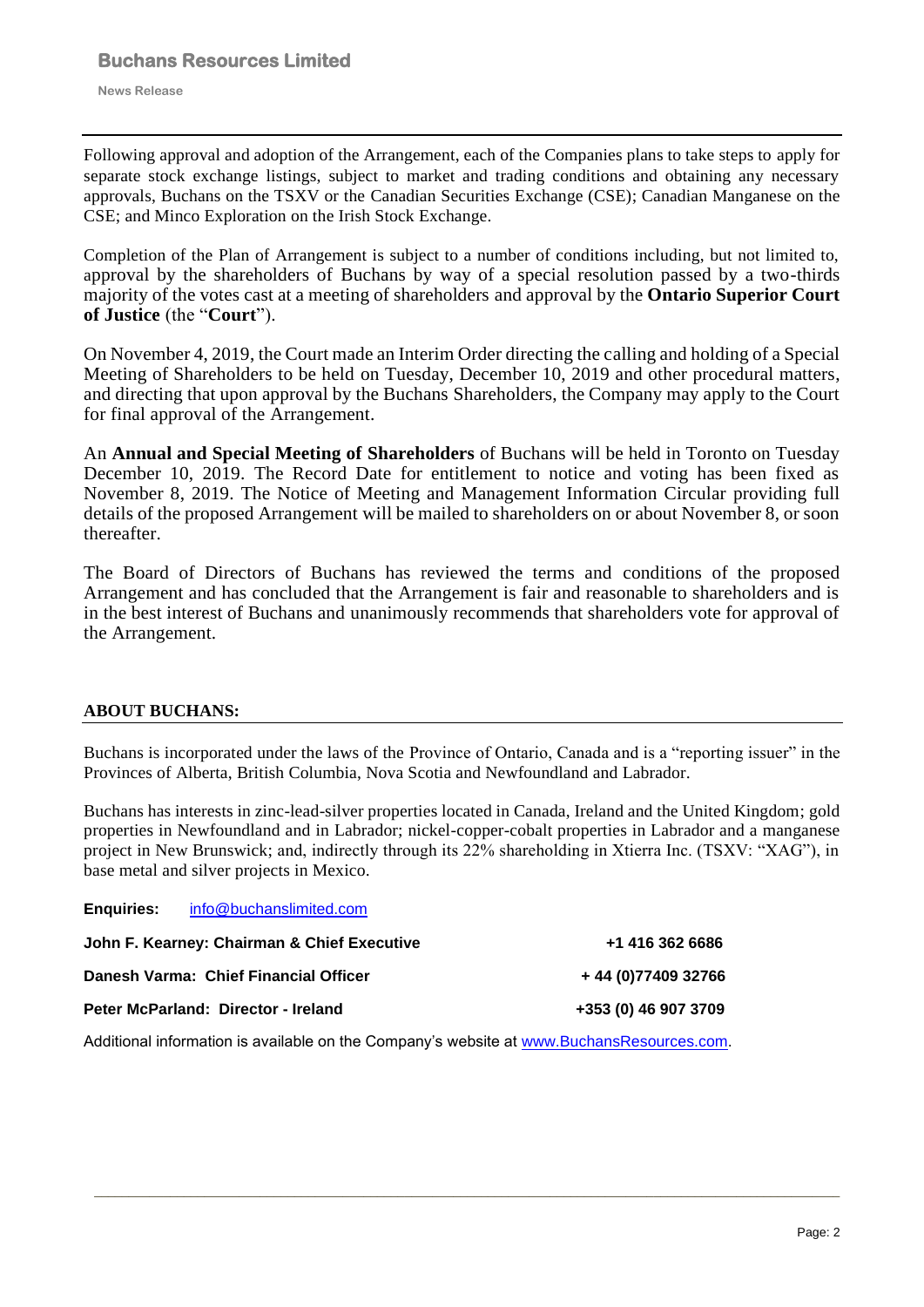Following approval and adoption of the Arrangement, each of the Companies plans to take steps to apply for separate stock exchange listings, subject to market and trading conditions and obtaining any necessary approvals, Buchans on the TSXV or the Canadian Securities Exchange (CSE); Canadian Manganese on the CSE; and Minco Exploration on the Irish Stock Exchange.

Completion of the Plan of Arrangement is subject to a number of conditions including, but not limited to, approval by the shareholders of Buchans by way of a special resolution passed by a two-thirds majority of the votes cast at a meeting of shareholders and approval by the **Ontario Superior Court of Justice** (the "**Court**").

On November 4, 2019, the Court made an Interim Order directing the calling and holding of a Special Meeting of Shareholders to be held on Tuesday, December 10, 2019 and other procedural matters, and directing that upon approval by the Buchans Shareholders, the Company may apply to the Court for final approval of the Arrangement.

An **Annual and Special Meeting of Shareholders** of Buchans will be held in Toronto on Tuesday December 10, 2019. The Record Date for entitlement to notice and voting has been fixed as November 8, 2019. The Notice of Meeting and Management Information Circular providing full details of the proposed Arrangement will be mailed to shareholders on or about November 8, or soon thereafter.

The Board of Directors of Buchans has reviewed the terms and conditions of the proposed Arrangement and has concluded that the Arrangement is fair and reasonable to shareholders and is in the best interest of Buchans and unanimously recommends that shareholders vote for approval of the Arrangement.

## ABOUT BUCHANS:

Buchans is incorporated under the laws of the Province of Ontario, Canada and is a "reporting issuer" in the Provinces of Alberta, British Columbia, Nova Scotia and Newfoundland and Labrador.

Buchans has interests in zinc-lead-silver properties located in Canada, Ireland and the United Kingdom; gold properties in Newfoundland and in Labrador; nickel-copper-cobalt properties in Labrador and a manganese project in New Brunswick; and, indirectly through its 22% shareholding in Xtierra Inc. (TSXV: "XAG"), in base metal and silver projects in Mexico.

**Enquiries:** info@buchanslimited.com

| | |
|---|---|
| **John F. Kearney: Chairman & Chief Executive** | **+1 416 362 6686** |
| **Danesh Varma: Chief Financial Officer** | **+ 44 (0)77409 32766** |
| **Peter McParland: Director - Ireland** | **+353 (0) 46 907 3709** |

Additional information is available on the Company's website at www.BuchansResources.com.